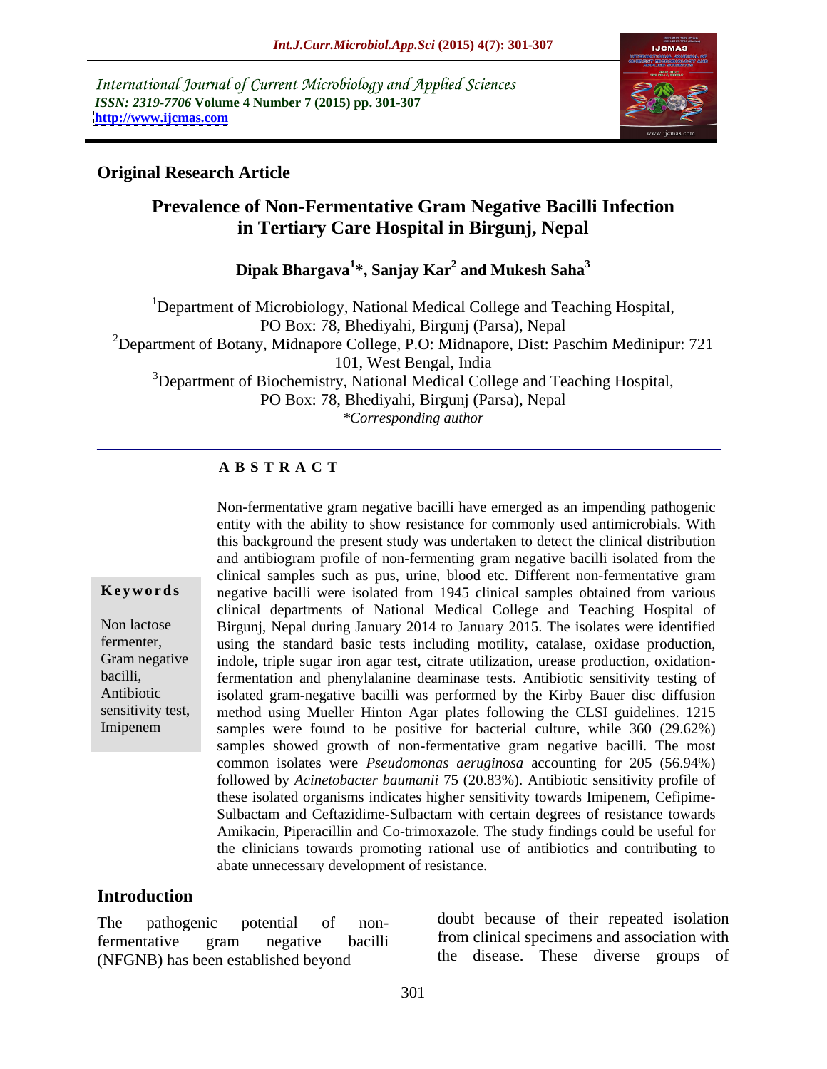International Journal of Current Microbiology and Applied Sciences
*ISSN: 2319-7706* **Volume 4 Number 7 (2015) pp. 301-307**
**http://www.ijcmas.com**

**Original Research Article**

# Prevalence of Non-Fermentative Gram Negative Bacilli Infection in Tertiary Care Hospital in Birgunj, Nepal

**Dipak Bhargava[1]\*, Sanjay Kar[2] and Mukesh Saha[3]**

[1]Department of Microbiology, National Medical College and Teaching Hospital, PO Box: 78, Bhediyahi, Birgunj (Parsa), Nepal
[2]Department of Botany, Midnapore College, P.O: Midnapore, Dist: Paschim Medinipur: 721 101, West Bengal, India
[3]Department of Biochemistry, National Medical College and Teaching Hospital, PO Box: 78, Bhediyahi, Birgunj (Parsa), Nepal
*\*Corresponding author*

**A B S T R A C T**

**Keywords**

Non lactose fermenter, Gram negative bacilli, Antibiotic sensitivity test, Imipenem

Non-fermentative gram negative bacilli have emerged as an impending pathogenic entity with the ability to show resistance for commonly used antimicrobials. With this background the present study was undertaken to detect the clinical distribution and antibiogram profile of non-fermenting gram negative bacilli isolated from the clinical samples such as pus, urine, blood etc. Different non-fermentative gram negative bacilli were isolated from 1945 clinical samples obtained from various clinical departments of National Medical College and Teaching Hospital of Birgunj, Nepal during January 2014 to January 2015. The isolates were identified using the standard basic tests including motility, catalase, oxidase production, indole, triple sugar iron agar test, citrate utilization, urease production, oxidation-fermentation and phenylalanine deaminase tests. Antibiotic sensitivity testing of isolated gram-negative bacilli was performed by the Kirby Bauer disc diffusion method using Mueller Hinton Agar plates following the CLSI guidelines. 1215 samples were found to be positive for bacterial culture, while 360 (29.62%) samples showed growth of non-fermentative gram negative bacilli. The most common isolates were *Pseudomonas aeruginosa* accounting for 205 (56.94%) followed by *Acinetobacter baumanii* 75 (20.83%). Antibiotic sensitivity profile of these isolated organisms indicates higher sensitivity towards Imipenem, Cefipime-Sulbactam and Ceftazidime-Sulbactam with certain degrees of resistance towards Amikacin, Piperacillin and Co-trimoxazole. The study findings could be useful for the clinicians towards promoting rational use of antibiotics and contributing to abate unnecessary development of resistance.

## Introduction

The pathogenic potential of non-fermentative gram negative bacilli (NFGNB) has been established beyond doubt because of their repeated isolation from clinical specimens and association with the disease. These diverse groups of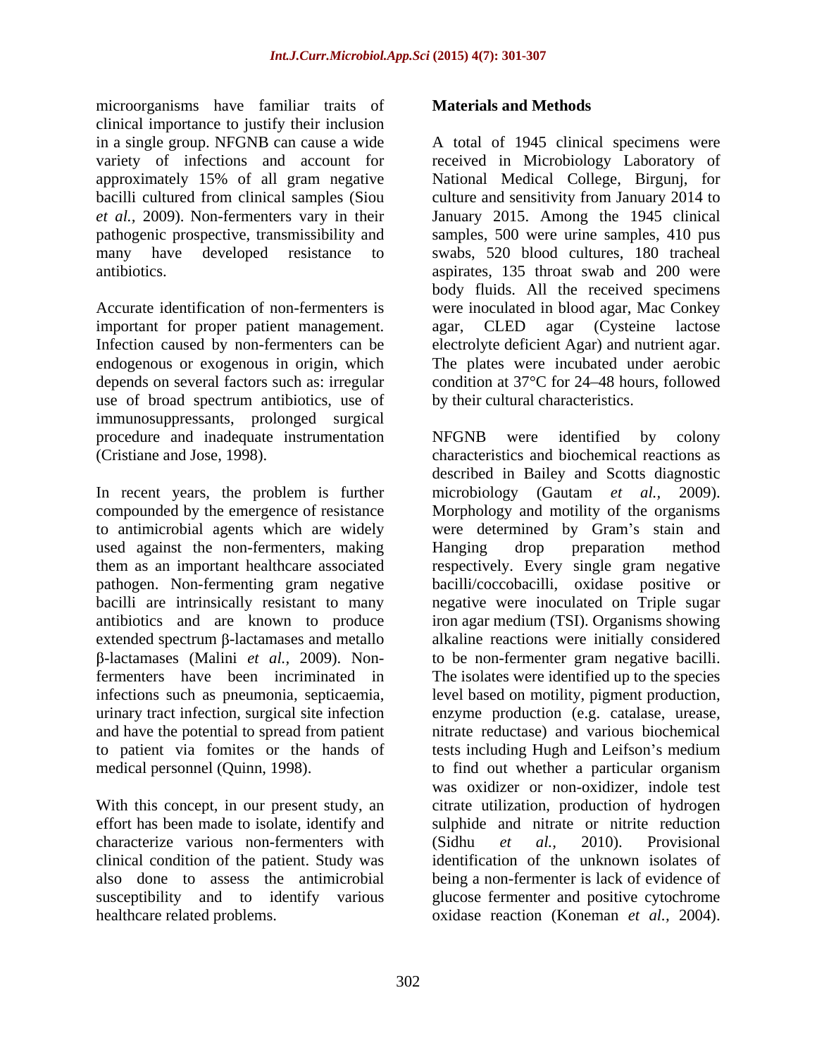microorganisms have familiar traits of clinical importance to justify their inclusion in a single group. NFGNB can cause a wide variety of infections and account for approximately 15% of all gram negative bacilli cultured from clinical samples (Siou *et al.,* 2009). Non-fermenters vary in their pathogenic prospective, transmissibility and many have developed resistance to antibiotics.

Accurate identification of non-fermenters is important for proper patient management. Infection caused by non-fermenters can be endogenous or exogenous in origin, which depends on several factors such as: irregular use of broad spectrum antibiotics, use of immunosuppressants, prolonged surgical procedure and inadequate instrumentation (Cristiane and Jose, 1998).

In recent years, the problem is further compounded by the emergence of resistance to antimicrobial agents which are widely used against the non-fermenters, making them as an important healthcare associated pathogen. Non-fermenting gram negative bacilli are intrinsically resistant to many antibiotics and are known to produce extended spectrum β-lactamases and metallo β-lactamases (Malini *et al.*, 2009). Non-fermenters have been incriminated in infections such as pneumonia, septicaemia, urinary tract infection, surgical site infection and have the potential to spread from patient to patient via fomites or the hands of medical personnel (Quinn, 1998).

With this concept, in our present study, an effort has been made to isolate, identify and characterize various non-fermenters with clinical condition of the patient. Study was also done to assess the antimicrobial susceptibility and to identify various healthcare related problems.

## Materials and Methods

A total of 1945 clinical specimens were received in Microbiology Laboratory of National Medical College, Birgunj, for culture and sensitivity from January 2014 to January 2015. Among the 1945 clinical samples, 500 were urine samples, 410 pus swabs, 520 blood cultures, 180 tracheal aspirates, 135 throat swab and 200 were body fluids. All the received specimens were inoculated in blood agar, Mac Conkey agar, CLED agar (Cysteine lactose electrolyte deficient Agar) and nutrient agar. The plates were incubated under aerobic condition at 37°C for 24–48 hours, followed by their cultural characteristics.

NFGNB were identified by colony characteristics and biochemical reactions as described in Bailey and Scotts diagnostic microbiology (Gautam *et al.,* 2009). Morphology and motility of the organisms were determined by Gram's stain and Hanging drop preparation method respectively. Every single gram negative bacilli/coccobacilli, oxidase positive or negative were inoculated on Triple sugar iron agar medium (TSI). Organisms showing alkaline reactions were initially considered to be non-fermenter gram negative bacilli. The isolates were identified up to the species level based on motility, pigment production, enzyme production (e.g. catalase, urease, nitrate reductase) and various biochemical tests including Hugh and Leifson's medium to find out whether a particular organism was oxidizer or non-oxidizer, indole test citrate utilization, production of hydrogen sulphide and nitrate or nitrite reduction (Sidhu *et al.,* 2010). Provisional identification of the unknown isolates of being a non-fermenter is lack of evidence of glucose fermenter and positive cytochrome oxidase reaction (Koneman *et al.,* 2004).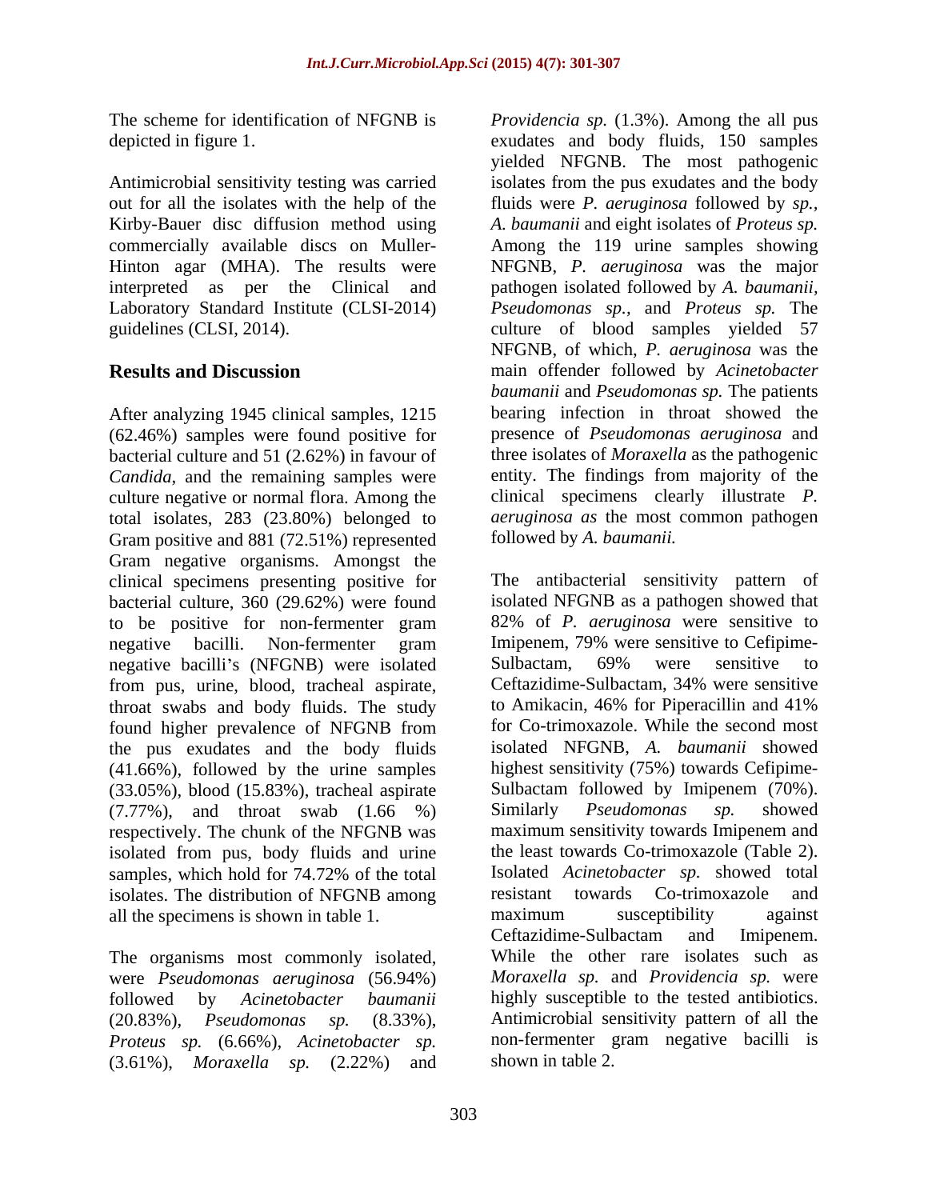The scheme for identification of NFGNB is depicted in figure 1.

Antimicrobial sensitivity testing was carried out for all the isolates with the help of the Kirby-Bauer disc diffusion method using commercially available discs on Muller-Hinton agar (MHA). The results were interpreted as per the Clinical and Laboratory Standard Institute (CLSI-2014) guidelines (CLSI, 2014).

## Results and Discussion

After analyzing 1945 clinical samples, 1215 (62.46%) samples were found positive for bacterial culture and 51 (2.62%) in favour of *Candida*, and the remaining samples were culture negative or normal flora. Among the total isolates, 283 (23.80%) belonged to Gram positive and 881 (72.51%) represented Gram negative organisms. Amongst the clinical specimens presenting positive for bacterial culture, 360 (29.62%) were found to be positive for non-fermenter gram negative bacilli. Non-fermenter gram negative bacilli's (NFGNB) were isolated from pus, urine, blood, tracheal aspirate, throat swabs and body fluids. The study found higher prevalence of NFGNB from the pus exudates and the body fluids (41.66%), followed by the urine samples (33.05%), blood (15.83%), tracheal aspirate (7.77%), and throat swab (1.66 %) respectively. The chunk of the NFGNB was isolated from pus, body fluids and urine samples, which hold for 74.72% of the total isolates. The distribution of NFGNB among all the specimens is shown in table 1.

The organisms most commonly isolated, were *Pseudomonas aeruginosa* (56.94%) followed by *Acinetobacter baumanii* (20.83%), *Pseudomonas sp.* (8.33%), *Proteus sp.* (6.66%), *Acinetobacter sp.* (3.61%), *Moraxella sp.* (2.22%) and *Providencia sp.* (1.3%). Among the all pus exudates and body fluids, 150 samples yielded NFGNB. The most pathogenic isolates from the pus exudates and the body fluids were *P. aeruginosa* followed by *sp.*, *A. baumanii* and eight isolates of *Proteus sp.* Among the 119 urine samples showing NFGNB, *P. aeruginosa* was the major pathogen isolated followed by *A. baumanii*, *Pseudomonas sp.*, and *Proteus sp.* The culture of blood samples yielded 57 NFGNB, of which, *P. aeruginosa* was the main offender followed by *Acinetobacter baumanii* and *Pseudomonas sp.* The patients bearing infection in throat showed the presence of *Pseudomonas aeruginosa* and three isolates of *Moraxella* as the pathogenic entity. The findings from majority of the clinical specimens clearly illustrate *P. aeruginosa as* the most common pathogen followed by *A. baumanii.*

The antibacterial sensitivity pattern of isolated NFGNB as a pathogen showed that 82% of *P. aeruginosa* were sensitive to Imipenem, 79% were sensitive to Cefipime-Sulbactam, 69% were sensitive to Ceftazidime-Sulbactam, 34% were sensitive to Amikacin, 46% for Piperacillin and 41% for Co-trimoxazole. While the second most isolated NFGNB, *A. baumanii* showed highest sensitivity (75%) towards Cefipime-Sulbactam followed by Imipenem (70%). Similarly *Pseudomonas sp.* showed maximum sensitivity towards Imipenem and the least towards Co-trimoxazole (Table 2). Isolated *Acinetobacter sp.* showed total resistant towards Co-trimoxazole and maximum susceptibility against Ceftazidime-Sulbactam and Imipenem. While the other rare isolates such as *Moraxella sp.* and *Providencia sp.* were highly susceptible to the tested antibiotics. Antimicrobial sensitivity pattern of all the non-fermenter gram negative bacilli is shown in table 2.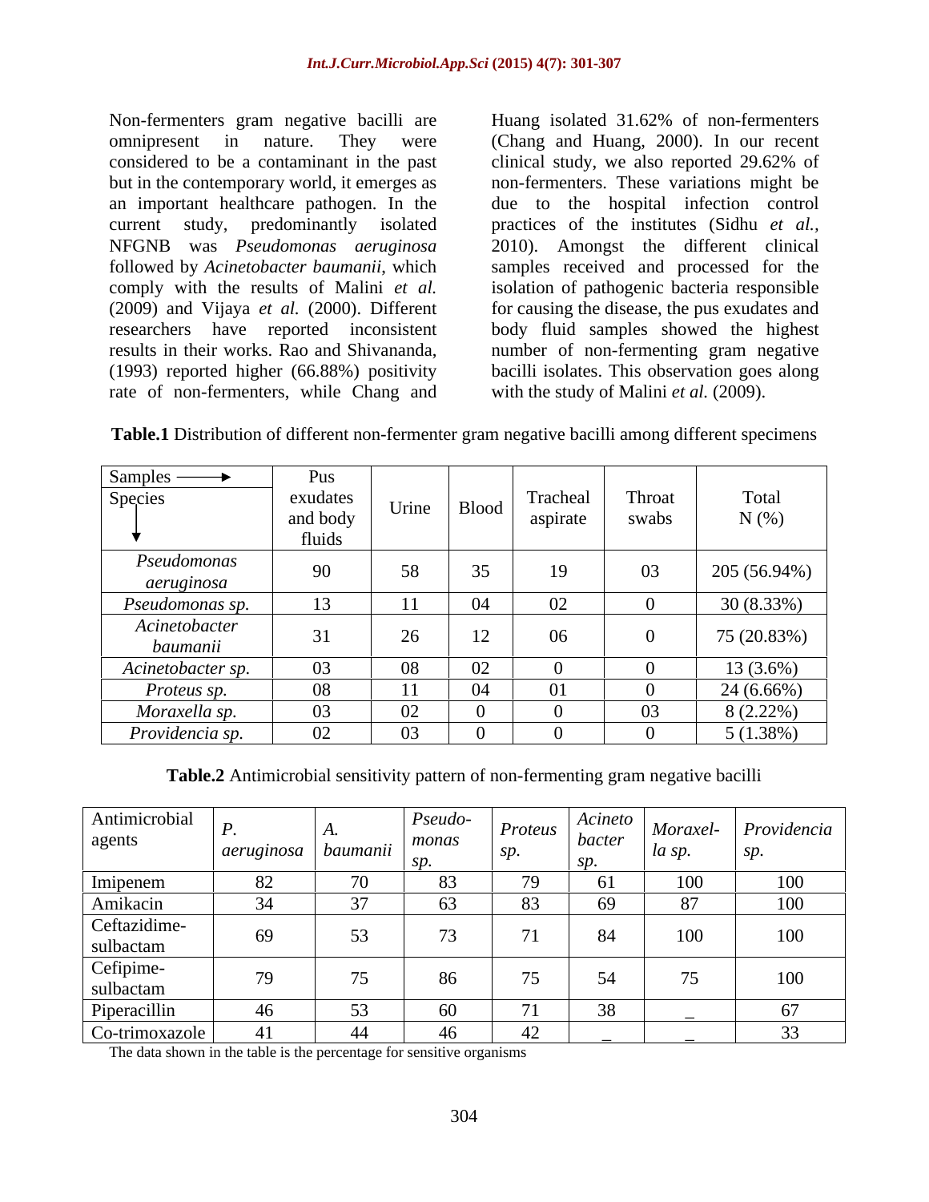Non-fermenters gram negative bacilli are omnipresent in nature. They were considered to be a contaminant in the past but in the contemporary world, it emerges as an important healthcare pathogen. In the current study, predominantly isolated NFGNB was *Pseudomonas aeruginosa* followed by *Acinetobacter baumanii*, which comply with the results of Malini *et al.* (2009) and Vijaya *et al.* (2000). Different researchers have reported inconsistent results in their works. Rao and Shivananda, (1993) reported higher (66.88%) positivity rate of non-fermenters, while Chang and Huang isolated 31.62% of non-fermenters (Chang and Huang, 2000). In our recent clinical study, we also reported 29.62% of non-fermenters. These variations might be due to the hospital infection control practices of the institutes (Sidhu *et al.*, 2010). Amongst the different clinical samples received and processed for the isolation of pathogenic bacteria responsible for causing the disease, the pus exudates and body fluid samples showed the highest number of non-fermenting gram negative bacilli isolates. This observation goes along with the study of Malini *et al.* (2009).

**Table.1** Distribution of different non-fermenter gram negative bacilli among different specimens

| Samples → / Species ↓ | Pus exudates and body fluids | Urine | Blood | Tracheal aspirate | Throat swabs | Total N (%) |
|---|---|---|---|---|---|---|
| *Pseudomonas aeruginosa* | 90 | 58 | 35 | 19 | 03 | 205 (56.94%) |
| *Pseudomonas sp.* | 13 | 11 | 04 | 02 | 0 | 30 (8.33%) |
| *Acinetobacter baumanii* | 31 | 26 | 12 | 06 | 0 | 75 (20.83%) |
| *Acinetobacter sp.* | 03 | 08 | 02 | 0 | 0 | 13 (3.6%) |
| *Proteus sp.* | 08 | 11 | 04 | 01 | 0 | 24 (6.66%) |
| *Moraxella sp.* | 03 | 02 | 0 | 0 | 03 | 8 (2.22%) |
| *Providencia sp.* | 02 | 03 | 0 | 0 | 0 | 5 (1.38%) |

**Table.2** Antimicrobial sensitivity pattern of non-fermenting gram negative bacilli

| Antimicrobial agents | *P. aeruginosa* | *A. baumanii* | *Pseudomonas sp.* | *Proteus sp.* | *Acinetobacter sp.* | *Moraxella sp.* | *Providencia sp.* |
|---|---|---|---|---|---|---|---|
| Imipenem | 82 | 70 | 83 | 79 | 61 | 100 | 100 |
| Amikacin | 34 | 37 | 63 | 83 | 69 | 87 | 100 |
| Ceftazidime-sulbactam | 69 | 53 | 73 | 71 | 84 | 100 | 100 |
| Cefipime-sulbactam | 79 | 75 | 86 | 75 | 54 | 75 | 100 |
| Piperacillin | 46 | 53 | 60 | 71 | 38 | _ | 67 |
| Co-trimoxazole | 41 | 44 | 46 | 42 | _ | _ | 33 |

The data shown in the table is the percentage for sensitive organisms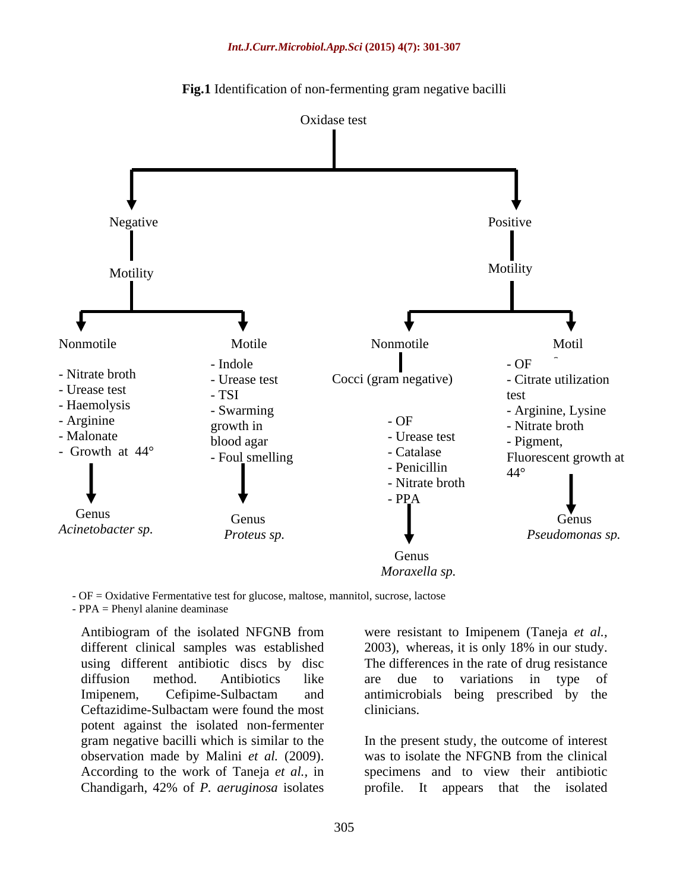**Fig.1** Identification of non-fermenting gram negative bacilli

Oxidase test

- Negative
  - Motility
    - Nonmotile
      - Nitrate broth
      - Urease test
      - Haemolysis
      - Arginine
      - Malonate
      - Growth at 44°
      - → Genus *Acinetobacter sp.*
    - Motile
      - Indole
      - Urease test
      - TSI
      - Swarming growth in blood agar
      - Foul smelling
      - → Genus *Proteus sp.*
- Positive
  - Motility
    - Nonmotile
      - Cocci (gram negative)
      - OF
      - Urease test
      - Catalase
      - Penicillin
      - Nitrate broth
      - PPA
      - → Genus *Moraxella sp.*
    - Motile
      - OF
      - Citrate utilization test
      - Arginine, Lysine
      - Nitrate broth
      - Pigment, Fluorescent growth at 44°
      - → Genus *Pseudomonas sp.*

- OF = Oxidative Fermentative test for glucose, maltose, mannitol, sucrose, lactose
- PPA = Phenyl alanine deaminase

Antibiogram of the isolated NFGNB from different clinical samples was established using different antibiotic discs by disc diffusion method. Antibiotics like Imipenem, Cefipime-Sulbactam and Ceftazidime-Sulbactam were found the most potent against the isolated non-fermenter gram negative bacilli which is similar to the observation made by Malini *et al.* (2009). According to the work of Taneja *et al.*, in Chandigarh, 42% of *P. aeruginosa* isolates were resistant to Imipenem (Taneja *et al.*, 2003), whereas, it is only 18% in our study. The differences in the rate of drug resistance are due to variations in type of antimicrobials being prescribed by the clinicians.

In the present study, the outcome of interest was to isolate the NFGNB from the clinical specimens and to view their antibiotic profile. It appears that the isolated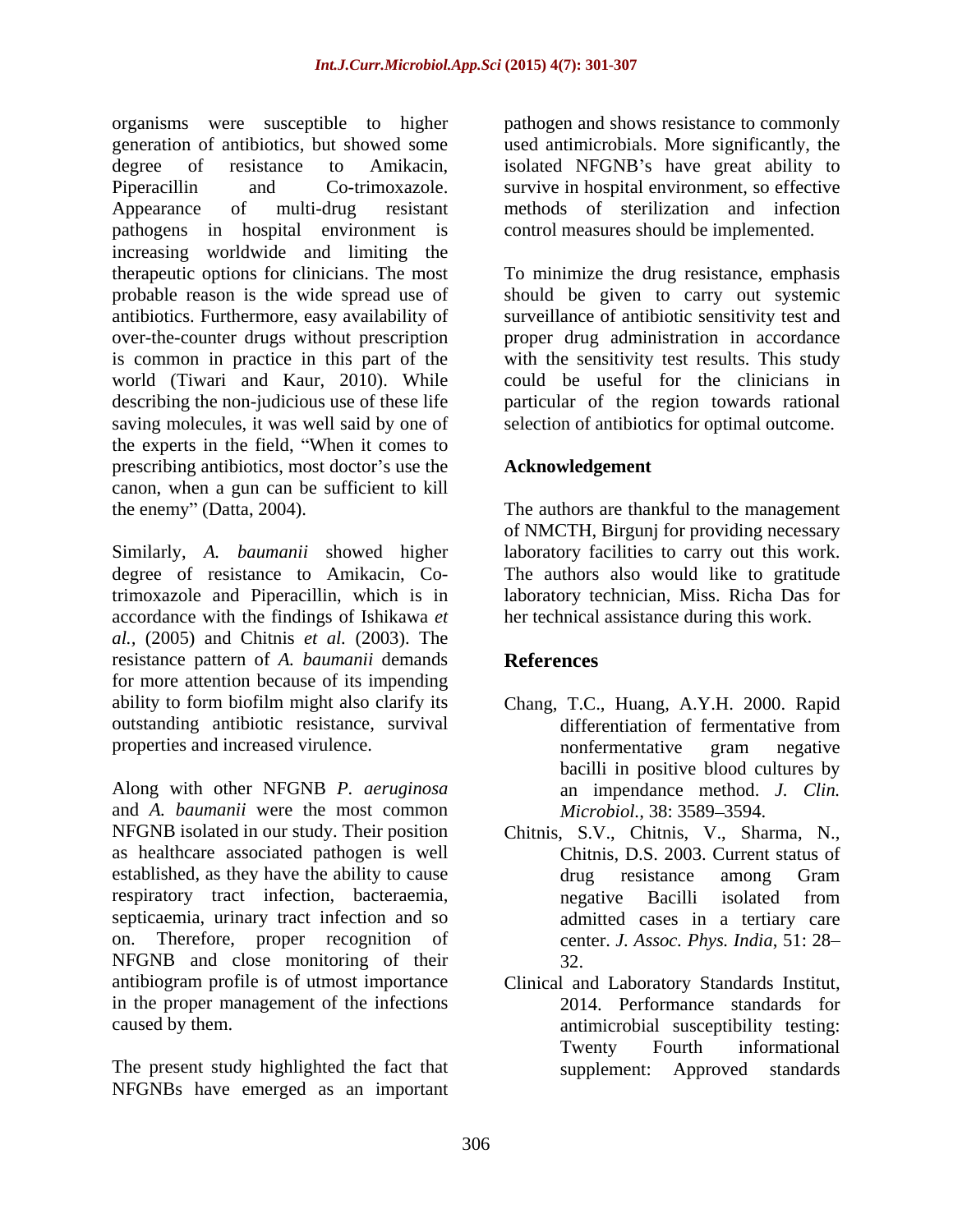organisms were susceptible to higher generation of antibiotics, but showed some degree of resistance to Amikacin, Piperacillin and Co-trimoxazole. Appearance of multi-drug resistant pathogens in hospital environment is increasing worldwide and limiting the therapeutic options for clinicians. The most probable reason is the wide spread use of antibiotics. Furthermore, easy availability of over-the-counter drugs without prescription is common in practice in this part of the world (Tiwari and Kaur, 2010). While describing the non-judicious use of these life saving molecules, it was well said by one of the experts in the field, "When it comes to prescribing antibiotics, most doctor's use the canon, when a gun can be sufficient to kill the enemy" (Datta, 2004).

Similarly, *A. baumanii* showed higher degree of resistance to Amikacin, Co-trimoxazole and Piperacillin, which is in accordance with the findings of Ishikawa *et al.*, (2005) and Chitnis *et al.* (2003). The resistance pattern of *A. baumanii* demands for more attention because of its impending ability to form biofilm might also clarify its outstanding antibiotic resistance, survival properties and increased virulence.

Along with other NFGNB *P. aeruginosa* and *A. baumanii* were the most common NFGNB isolated in our study. Their position as healthcare associated pathogen is well established, as they have the ability to cause respiratory tract infection, bacteraemia, septicaemia, urinary tract infection and so on. Therefore, proper recognition of NFGNB and close monitoring of their antibiogram profile is of utmost importance in the proper management of the infections caused by them.

The present study highlighted the fact that NFGNBs have emerged as an important pathogen and shows resistance to commonly used antimicrobials. More significantly, the isolated NFGNB's have great ability to survive in hospital environment, so effective methods of sterilization and infection control measures should be implemented.

To minimize the drug resistance, emphasis should be given to carry out systemic surveillance of antibiotic sensitivity test and proper drug administration in accordance with the sensitivity test results. This study could be useful for the clinicians in particular of the region towards rational selection of antibiotics for optimal outcome.

## Acknowledgement

The authors are thankful to the management of NMCTH, Birgunj for providing necessary laboratory facilities to carry out this work. The authors also would like to gratitude laboratory technician, Miss. Richa Das for her technical assistance during this work.

## References

Chang, T.C., Huang, A.Y.H. 2000. Rapid differentiation of fermentative from nonfermentative gram negative bacilli in positive blood cultures by an impendance method. *J. Clin. Microbiol.*, 38: 3589–3594.

Chitnis, S.V., Chitnis, V., Sharma, N., Chitnis, D.S. 2003. Current status of drug resistance among Gram negative Bacilli isolated from admitted cases in a tertiary care center. *J. Assoc. Phys. India*, 51: 28–32.

Clinical and Laboratory Standards Institut, 2014. Performance standards for antimicrobial susceptibility testing: Twenty Fourth informational supplement: Approved standards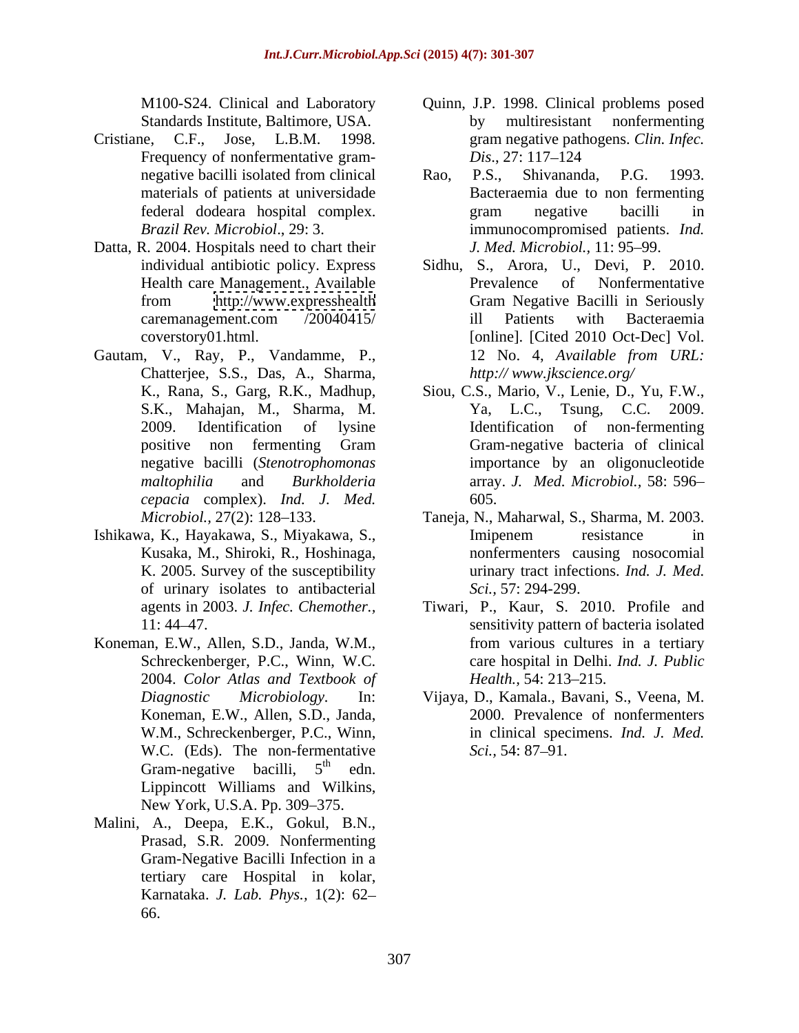M100-S24. Clinical and Laboratory Standards Institute, Baltimore, USA.

Cristiane, C.F., Jose, L.B.M. 1998. Frequency of nonfermentative gram-negative bacilli isolated from clinical materials of patients at universidade federal dodeara hospital complex. *Brazil Rev. Microbiol*., 29: 3.

Datta, R. 2004. Hospitals need to chart their individual antibiotic policy. Express Health care Management., Available from http://www.expresshealthcaremanagement.com /20040415/ coverstory01.html.

Gautam, V., Ray, P., Vandamme, P., Chatterjee, S.S., Das, A., Sharma, K., Rana, S., Garg, R.K., Madhup, S.K., Mahajan, M., Sharma, M. 2009. Identification of lysine positive non fermenting Gram negative bacilli (*Stenotrophomonas maltophilia* and *Burkholderia cepacia* complex). *Ind. J. Med. Microbiol.,* 27(2): 128–133.

Ishikawa, K., Hayakawa, S., Miyakawa, S., Kusaka, M., Shiroki, R., Hoshinaga, K. 2005. Survey of the susceptibility of urinary isolates to antibacterial agents in 2003. *J. Infec. Chemother.,* 11: 44–47.

Koneman, E.W., Allen, S.D., Janda, W.M., Schreckenberger, P.C., Winn, W.C. 2004. *Color Atlas and Textbook of Diagnostic Microbiology*. In: Koneman, E.W., Allen, S.D., Janda, W.M., Schreckenberger, P.C., Winn, W.C. (Eds). The non-fermentative Gram-negative bacilli, 5th edn. Lippincott Williams and Wilkins, New York, U.S.A. Pp. 309–375.

Malini, A., Deepa, E.K., Gokul, B.N., Prasad, S.R. 2009. Nonfermenting Gram-Negative Bacilli Infection in a tertiary care Hospital in kolar, Karnataka. *J. Lab. Phys.,* 1(2): 62–66.

Quinn, J.P. 1998. Clinical problems posed by multiresistant nonfermenting gram negative pathogens. *Clin. Infec. Dis*., 27: 117–124

Rao, P.S., Shivananda, P.G. 1993. Bacteraemia due to non fermenting gram negative bacilli in immunocompromised patients. *Ind. J. Med. Microbiol.,* 11: 95–99.

Sidhu, S., Arora, U., Devi, P. 2010. Prevalence of Nonfermentative Gram Negative Bacilli in Seriously ill Patients with Bacteraemia [online]. [Cited 2010 Oct-Dec] Vol. 12 No. 4, *Available from URL: http:// www.jkscience.org/*

Siou, C.S., Mario, V., Lenie, D., Yu, F.W., Ya, L.C., Tsung, C.C. 2009. Identification of non-fermenting Gram-negative bacteria of clinical importance by an oligonucleotide array. *J. Med. Microbiol.,* 58: 596–605.

Taneja, N., Maharwal, S., Sharma, M. 2003. Imipenem resistance in nonfermenters causing nosocomial urinary tract infections. *Ind. J. Med. Sci.,* 57: 294-299.

Tiwari, P., Kaur, S. 2010. Profile and sensitivity pattern of bacteria isolated from various cultures in a tertiary care hospital in Delhi. *Ind. J. Public Health.,* 54: 213–215.

Vijaya, D., Kamala., Bavani, S., Veena, M. 2000. Prevalence of nonfermenters in clinical specimens. *Ind. J. Med. Sci.,* 54: 87–91.